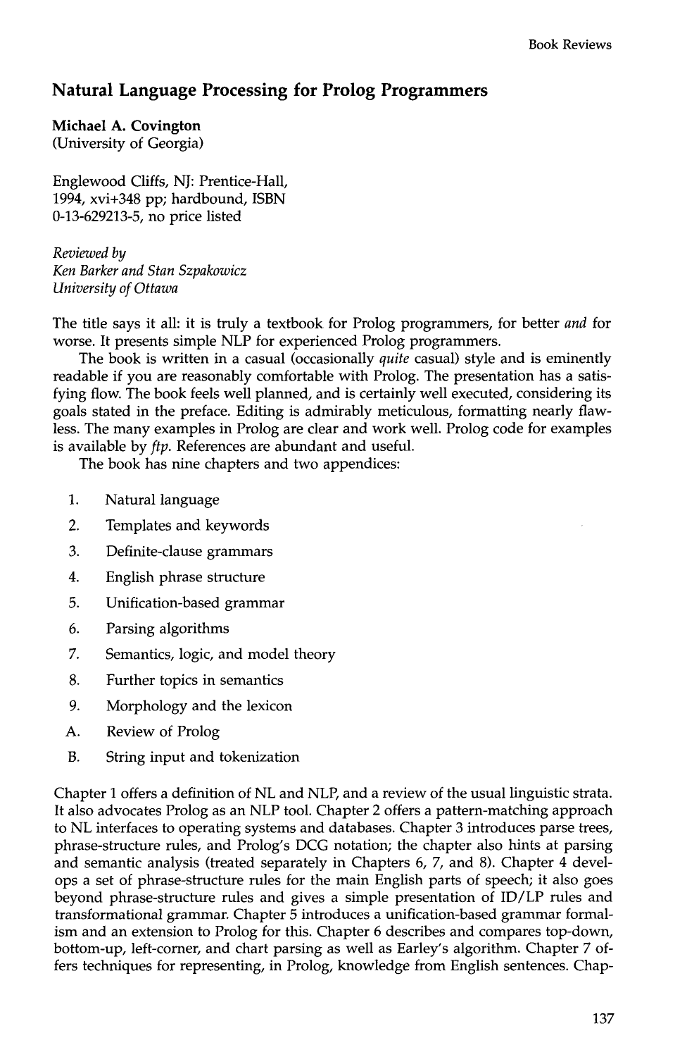## Natural Language Processing for Prolog Programmers

**Michael A. Covington**
(University of Georgia)

Englewood Cliffs, NJ: Prentice-Hall, 1994, xvi+348 pp; hardbound, ISBN 0-13-629213-5, no price listed

*Reviewed by*
*Ken Barker and Stan Szpakowicz*
*University of Ottawa*

The title says it all: it is truly a textbook for Prolog programmers, for better *and* for worse. It presents simple NLP for experienced Prolog programmers.

The book is written in a casual (occasionally *quite* casual) style and is eminently readable if you are reasonably comfortable with Prolog. The presentation has a satisfying flow. The book feels well planned, and is certainly well executed, considering its goals stated in the preface. Editing is admirably meticulous, formatting nearly flawless. The many examples in Prolog are clear and work well. Prolog code for examples is available by *ftp*. References are abundant and useful.

The book has nine chapters and two appendices:

1. Natural language
2. Templates and keywords
3. Definite-clause grammars
4. English phrase structure
5. Unification-based grammar
6. Parsing algorithms
7. Semantics, logic, and model theory
8. Further topics in semantics
9. Morphology and the lexicon

A. Review of Prolog

B. String input and tokenization

Chapter 1 offers a definition of NL and NLP, and a review of the usual linguistic strata. It also advocates Prolog as an NLP tool. Chapter 2 offers a pattern-matching approach to NL interfaces to operating systems and databases. Chapter 3 introduces parse trees, phrase-structure rules, and Prolog's DCG notation; the chapter also hints at parsing and semantic analysis (treated separately in Chapters 6, 7, and 8). Chapter 4 develops a set of phrase-structure rules for the main English parts of speech; it also goes beyond phrase-structure rules and gives a simple presentation of ID/LP rules and transformational grammar. Chapter 5 introduces a unification-based grammar formalism and an extension to Prolog for this. Chapter 6 describes and compares top-down, bottom-up, left-corner, and chart parsing as well as Earley's algorithm. Chapter 7 offers techniques for representing, in Prolog, knowledge from English sentences. Chap-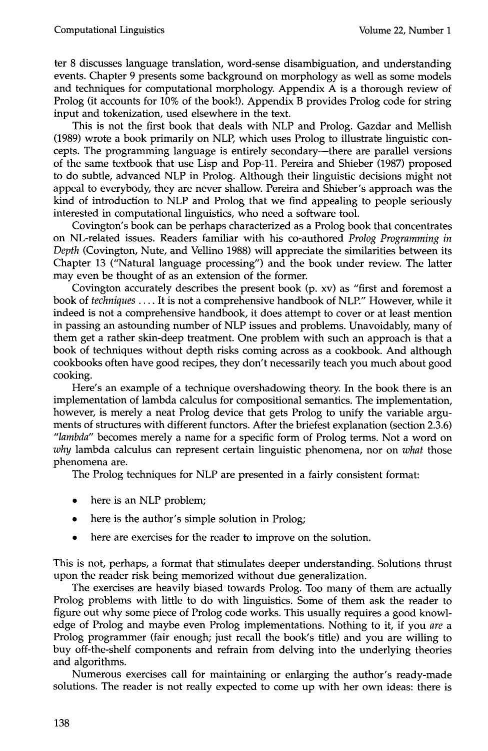ter 8 discusses language translation, word-sense disambiguation, and understanding events. Chapter 9 presents some background on morphology as well as some models and techniques for computational morphology. Appendix A is a thorough review of Prolog (it accounts for 10% of the book!). Appendix B provides Prolog code for string input and tokenization, used elsewhere in the text.

This is not the first book that deals with NLP and Prolog. Gazdar and Mellish (1989) wrote a book primarily on NLP, which uses Prolog to illustrate linguistic concepts. The programming language is entirely secondary—there are parallel versions of the same textbook that use Lisp and Pop-11. Pereira and Shieber (1987) proposed to do subtle, advanced NLP in Prolog. Although their linguistic decisions might not appeal to everybody, they are never shallow. Pereira and Shieber's approach was the kind of introduction to NLP and Prolog that we find appealing to people seriously interested in computational linguistics, who need a software tool.

Covington's book can be perhaps characterized as a Prolog book that concentrates on NL-related issues. Readers familiar with his co-authored *Prolog Programming in Depth* (Covington, Nute, and Vellino 1988) will appreciate the similarities between its Chapter 13 ("Natural language processing") and the book under review. The latter may even be thought of as an extension of the former.

Covington accurately describes the present book (p. xv) as "first and foremost a book of *techniques* .... It is not a comprehensive handbook of NLP." However, while it indeed is not a comprehensive handbook, it does attempt to cover or at least mention in passing an astounding number of NLP issues and problems. Unavoidably, many of them get a rather skin-deep treatment. One problem with such an approach is that a book of techniques without depth risks coming across as a cookbook. And although cookbooks often have good recipes, they don't necessarily teach you much about good cooking.

Here's an example of a technique overshadowing theory. In the book there is an implementation of lambda calculus for compositional semantics. The implementation, however, is merely a neat Prolog device that gets Prolog to unify the variable arguments of structures with different functors. After the briefest explanation (section 2.3.6) *"lambda"* becomes merely a name for a specific form of Prolog terms. Not a word on *why* lambda calculus can represent certain linguistic phenomena, nor on *what* those phenomena are.

The Prolog techniques for NLP are presented in a fairly consistent format:

- here is an NLP problem;
- here is the author's simple solution in Prolog;
- here are exercises for the reader to improve on the solution.

This is not, perhaps, a format that stimulates deeper understanding. Solutions thrust upon the reader risk being memorized without due generalization.

The exercises are heavily biased towards Prolog. Too many of them are actually Prolog problems with little to do with linguistics. Some of them ask the reader to figure out why some piece of Prolog code works. This usually requires a good knowledge of Prolog and maybe even Prolog implementations. Nothing to it, if you *are* a Prolog programmer (fair enough; just recall the book's title) and you are willing to buy off-the-shelf components and refrain from delving into the underlying theories and algorithms.

Numerous exercises call for maintaining or enlarging the author's ready-made solutions. The reader is not really expected to come up with her own ideas: there is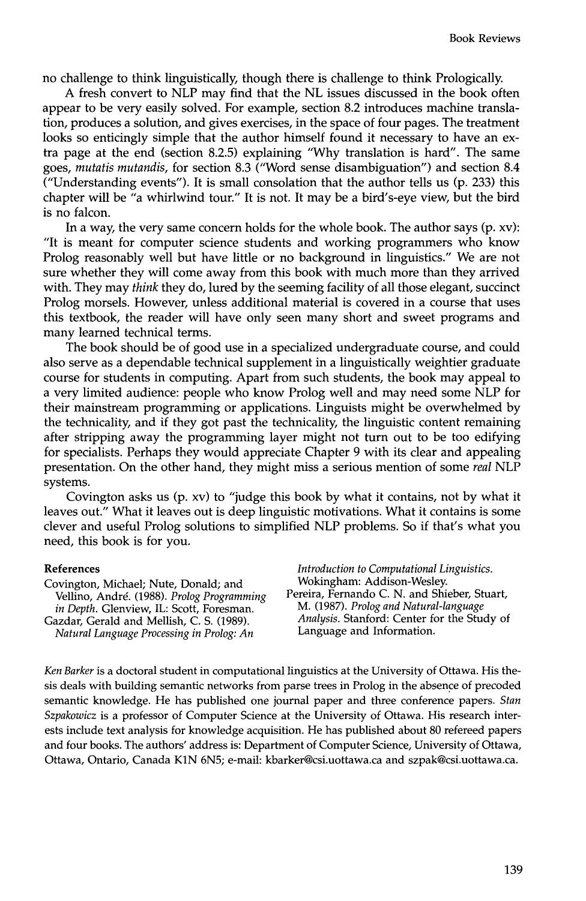no challenge to think linguistically, though there is challenge to think Prologically.

A fresh convert to NLP may find that the NL issues discussed in the book often appear to be very easily solved. For example, section 8.2 introduces machine translation, produces a solution, and gives exercises, in the space of four pages. The treatment looks so enticingly simple that the author himself found it necessary to have an extra page at the end (section 8.2.5) explaining "Why translation is hard". The same goes, *mutatis mutandis*, for section 8.3 ("Word sense disambiguation") and section 8.4 ("Understanding events"). It is small consolation that the author tells us (p. 233) this chapter will be "a whirlwind tour." It is not. It may be a bird's-eye view, but the bird is no falcon.

In a way, the very same concern holds for the whole book. The author says (p. xv): "It is meant for computer science students and working programmers who know Prolog reasonably well but have little or no background in linguistics." We are not sure whether they will come away from this book with much more than they arrived with. They may *think* they do, lured by the seeming facility of all those elegant, succinct Prolog morsels. However, unless additional material is covered in a course that uses this textbook, the reader will have only seen many short and sweet programs and many learned technical terms.

The book should be of good use in a specialized undergraduate course, and could also serve as a dependable technical supplement in a linguistically weightier graduate course for students in computing. Apart from such students, the book may appeal to a very limited audience: people who know Prolog well and may need some NLP for their mainstream programming or applications. Linguists might be overwhelmed by the technicality, and if they got past the technicality, the linguistic content remaining after stripping away the programming layer might not turn out to be too edifying for specialists. Perhaps they would appreciate Chapter 9 with its clear and appealing presentation. On the other hand, they might miss a serious mention of some *real* NLP systems.

Covington asks us (p. xv) to "judge this book by what it contains, not by what it leaves out." What it leaves out is deep linguistic motivations. What it contains is some clever and useful Prolog solutions to simplified NLP problems. So if that's what you need, this book is for you.

**References**

Covington, Michael; Nute, Donald; and Vellino, André. (1988). *Prolog Programming in Depth.* Glenview, IL: Scott, Foresman.

Gazdar, Gerald and Mellish, C. S. (1989). *Natural Language Processing in Prolog: An Introduction to Computational Linguistics.* Wokingham: Addison-Wesley.

Pereira, Fernando C. N. and Shieber, Stuart, M. (1987). *Prolog and Natural-language Analysis.* Stanford: Center for the Study of Language and Information.

*Ken Barker* is a doctoral student in computational linguistics at the University of Ottawa. His thesis deals with building semantic networks from parse trees in Prolog in the absence of precoded semantic knowledge. He has published one journal paper and three conference papers. *Stan Szpakowicz* is a professor of Computer Science at the University of Ottawa. His research interests include text analysis for knowledge acquisition. He has published about 80 refereed papers and four books. The authors' address is: Department of Computer Science, University of Ottawa, Ottawa, Ontario, Canada K1N 6N5; e-mail: kbarker@csi.uottawa.ca and szpak@csi.uottawa.ca.